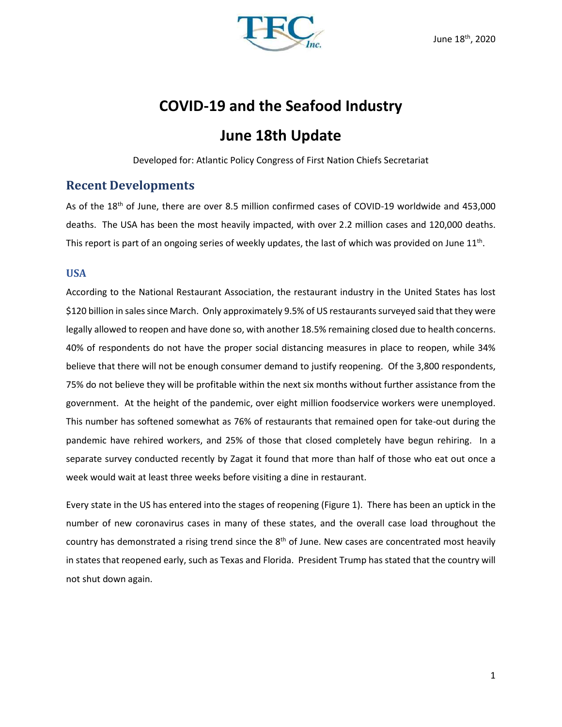June 18th, 2020

# COVID-19 and the Seafood Industry

# June 18th Update

Developed for: Atlantic Policy Congress of First Nation Chiefs Secretariat

## Recent Developments

As of the 18th of June, there are over 8.5 million confirmed cases of COVID-19 worldwide and 453,000 deaths. The USA has been the most heavily impacted, with over 2.2 million cases and 120,000 deaths. This report is part of an ongoing series of weekly updates, the last of which was provided on June 11th.

### USA

According to the National Restaurant Association, the restaurant industry in the United States has lost $120 billion in sales since March. Only approximately 9.5% of US restaurants surveyed said that they were legally allowed to reopen and have done so, with another 18.5% remaining closed due to health concerns. 40% of respondents do not have the proper social distancing measures in place to reopen, while 34% believe that there will not be enough consumer demand to justify reopening. Of the 3,800 respondents, 75% do not believe they will be profitable within the next six months without further assistance from the government. At the height of the pandemic, over eight million foodservice workers were unemployed. This number has softened somewhat as 76% of restaurants that remained open for take-out during the pandemic have rehired workers, and 25% of those that closed completely have begun rehiring. In a separate survey conducted recently by Zagat it found that more than half of those who eat out once a week would wait at least three weeks before visiting a dine in restaurant.

Every state in the US has entered into the stages of reopening (Figure 1). There has been an uptick in the number of new coronavirus cases in many of these states, and the overall case load throughout the country has demonstrated a rising trend since the 8th of June. New cases are concentrated most heavily in states that reopened early, such as Texas and Florida. President Trump has stated that the country will not shut down again.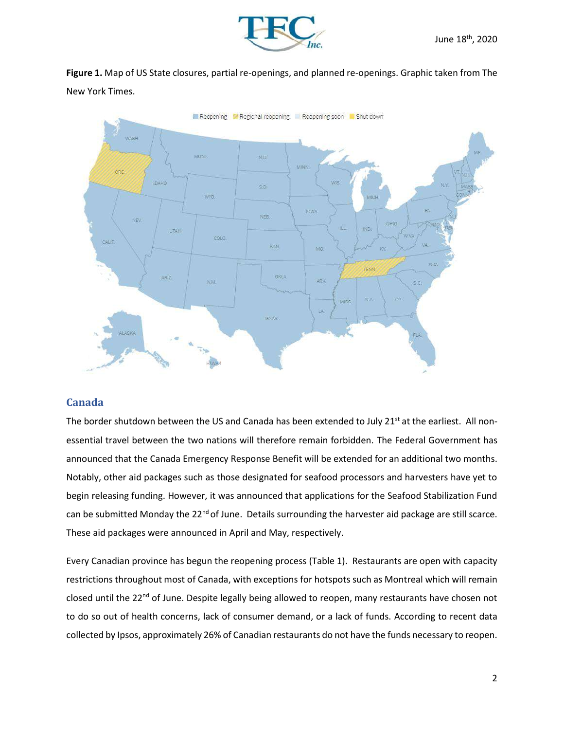**Figure 1.** Map of US State closures, partial re-openings, and planned re-openings. Graphic taken from The New York Times.

## Canada

The border shutdown between the US and Canada has been extended to July 21st at the earliest. All non-essential travel between the two nations will therefore remain forbidden. The Federal Government has announced that the Canada Emergency Response Benefit will be extended for an additional two months. Notably, other aid packages such as those designated for seafood processors and harvesters have yet to begin releasing funding. However, it was announced that applications for the Seafood Stabilization Fund can be submitted Monday the 22nd of June. Details surrounding the harvester aid package are still scarce. These aid packages were announced in April and May, respectively.

Every Canadian province has begun the reopening process (Table 1). Restaurants are open with capacity restrictions throughout most of Canada, with exceptions for hotspots such as Montreal which will remain closed until the 22nd of June. Despite legally being allowed to reopen, many restaurants have chosen not to do so out of health concerns, lack of consumer demand, or a lack of funds. According to recent data collected by Ipsos, approximately 26% of Canadian restaurants do not have the funds necessary to reopen.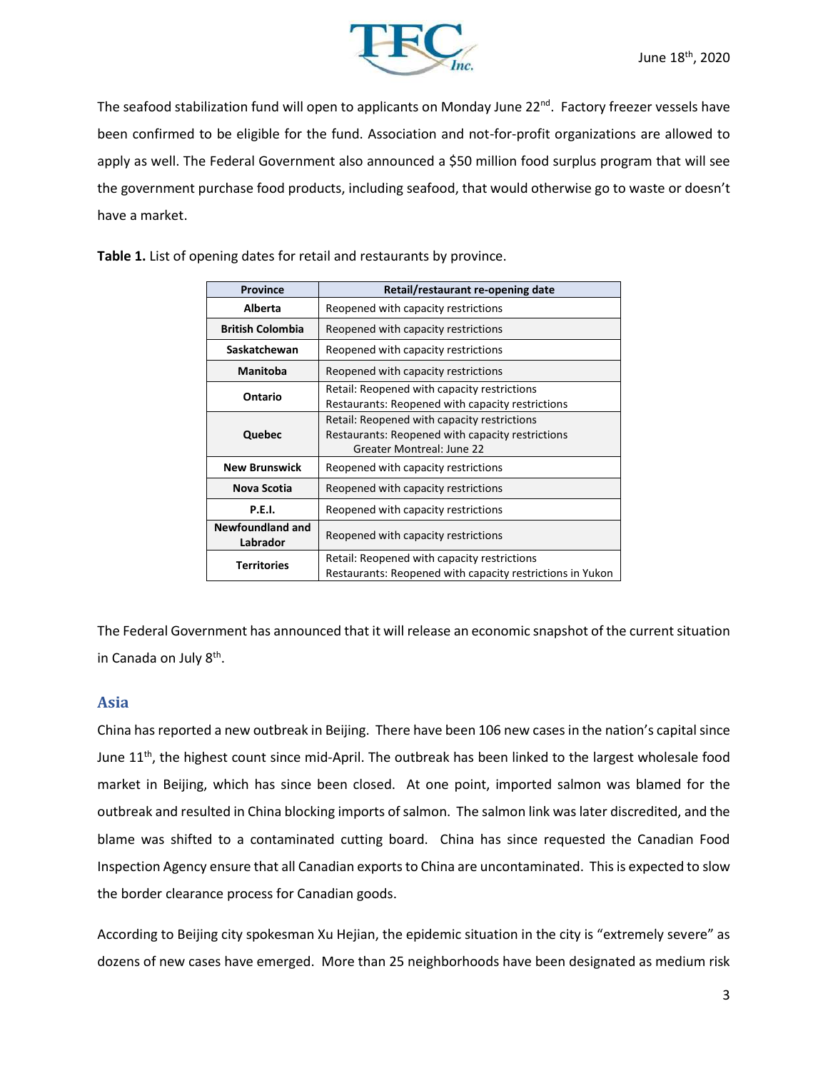The seafood stabilization fund will open to applicants on Monday June 22nd. Factory freezer vessels have been confirmed to be eligible for the fund. Association and not-for-profit organizations are allowed to apply as well. The Federal Government also announced a $50 million food surplus program that will see the government purchase food products, including seafood, that would otherwise go to waste or doesn't have a market.

**Table 1.** List of opening dates for retail and restaurants by province.

| Province | Retail/restaurant re-opening date |
|---|---|
| **Alberta** | Reopened with capacity restrictions |
| **British Colombia** | Reopened with capacity restrictions |
| **Saskatchewan** | Reopened with capacity restrictions |
| **Manitoba** | Reopened with capacity restrictions |
| **Ontario** | Retail: Reopened with capacity restrictions<br>Restaurants: Reopened with capacity restrictions |
| **Quebec** | Retail: Reopened with capacity restrictions<br>Restaurants: Reopened with capacity restrictions<br>Greater Montreal: June 22 |
| **New Brunswick** | Reopened with capacity restrictions |
| **Nova Scotia** | Reopened with capacity restrictions |
| **P.E.I.** | Reopened with capacity restrictions |
| **Newfoundland and Labrador** | Reopened with capacity restrictions |
| **Territories** | Retail: Reopened with capacity restrictions<br>Restaurants: Reopened with capacity restrictions in Yukon |

The Federal Government has announced that it will release an economic snapshot of the current situation in Canada on July 8th.

## Asia

China has reported a new outbreak in Beijing. There have been 106 new cases in the nation's capital since June 11th, the highest count since mid-April. The outbreak has been linked to the largest wholesale food market in Beijing, which has since been closed. At one point, imported salmon was blamed for the outbreak and resulted in China blocking imports of salmon. The salmon link was later discredited, and the blame was shifted to a contaminated cutting board. China has since requested the Canadian Food Inspection Agency ensure that all Canadian exports to China are uncontaminated. This is expected to slow the border clearance process for Canadian goods.

According to Beijing city spokesman Xu Hejian, the epidemic situation in the city is "extremely severe" as dozens of new cases have emerged. More than 25 neighborhoods have been designated as medium risk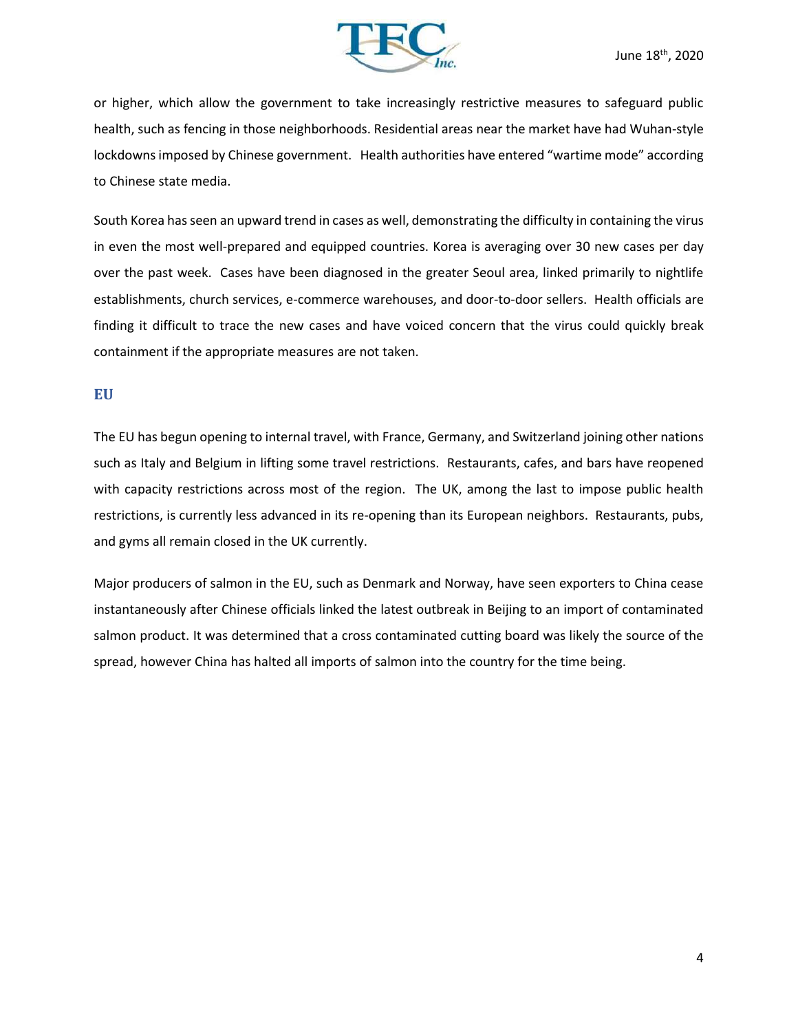or higher, which allow the government to take increasingly restrictive measures to safeguard public health, such as fencing in those neighborhoods. Residential areas near the market have had Wuhan-style lockdowns imposed by Chinese government. Health authorities have entered "wartime mode" according to Chinese state media.

South Korea has seen an upward trend in cases as well, demonstrating the difficulty in containing the virus in even the most well-prepared and equipped countries. Korea is averaging over 30 new cases per day over the past week. Cases have been diagnosed in the greater Seoul area, linked primarily to nightlife establishments, church services, e-commerce warehouses, and door-to-door sellers. Health officials are finding it difficult to trace the new cases and have voiced concern that the virus could quickly break containment if the appropriate measures are not taken.

### EU

The EU has begun opening to internal travel, with France, Germany, and Switzerland joining other nations such as Italy and Belgium in lifting some travel restrictions. Restaurants, cafes, and bars have reopened with capacity restrictions across most of the region. The UK, among the last to impose public health restrictions, is currently less advanced in its re-opening than its European neighbors. Restaurants, pubs, and gyms all remain closed in the UK currently.

Major producers of salmon in the EU, such as Denmark and Norway, have seen exporters to China cease instantaneously after Chinese officials linked the latest outbreak in Beijing to an import of contaminated salmon product. It was determined that a cross contaminated cutting board was likely the source of the spread, however China has halted all imports of salmon into the country for the time being.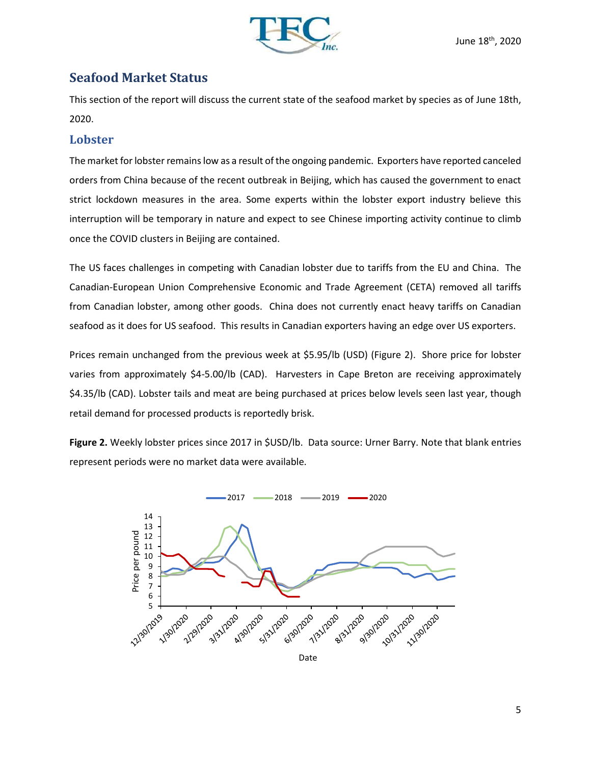## Seafood Market Status

This section of the report will discuss the current state of the seafood market by species as of June 18th, 2020.

### Lobster

The market for lobster remains low as a result of the ongoing pandemic. Exporters have reported canceled orders from China because of the recent outbreak in Beijing, which has caused the government to enact strict lockdown measures in the area. Some experts within the lobster export industry believe this interruption will be temporary in nature and expect to see Chinese importing activity continue to climb once the COVID clusters in Beijing are contained.

The US faces challenges in competing with Canadian lobster due to tariffs from the EU and China. The Canadian-European Union Comprehensive Economic and Trade Agreement (CETA) removed all tariffs from Canadian lobster, among other goods. China does not currently enact heavy tariffs on Canadian seafood as it does for US seafood. This results in Canadian exporters having an edge over US exporters.

Prices remain unchanged from the previous week at $5.95/lb (USD) (Figure 2). Shore price for lobster varies from approximately $4-5.00/lb (CAD). Harvesters in Cape Breton are receiving approximately $4.35/lb (CAD). Lobster tails and meat are being purchased at prices below levels seen last year, though retail demand for processed products is reportedly brisk.

**Figure 2.** Weekly lobster prices since 2017 in $USD/lb. Data source: Urner Barry. Note that blank entries represent periods were no market data were available.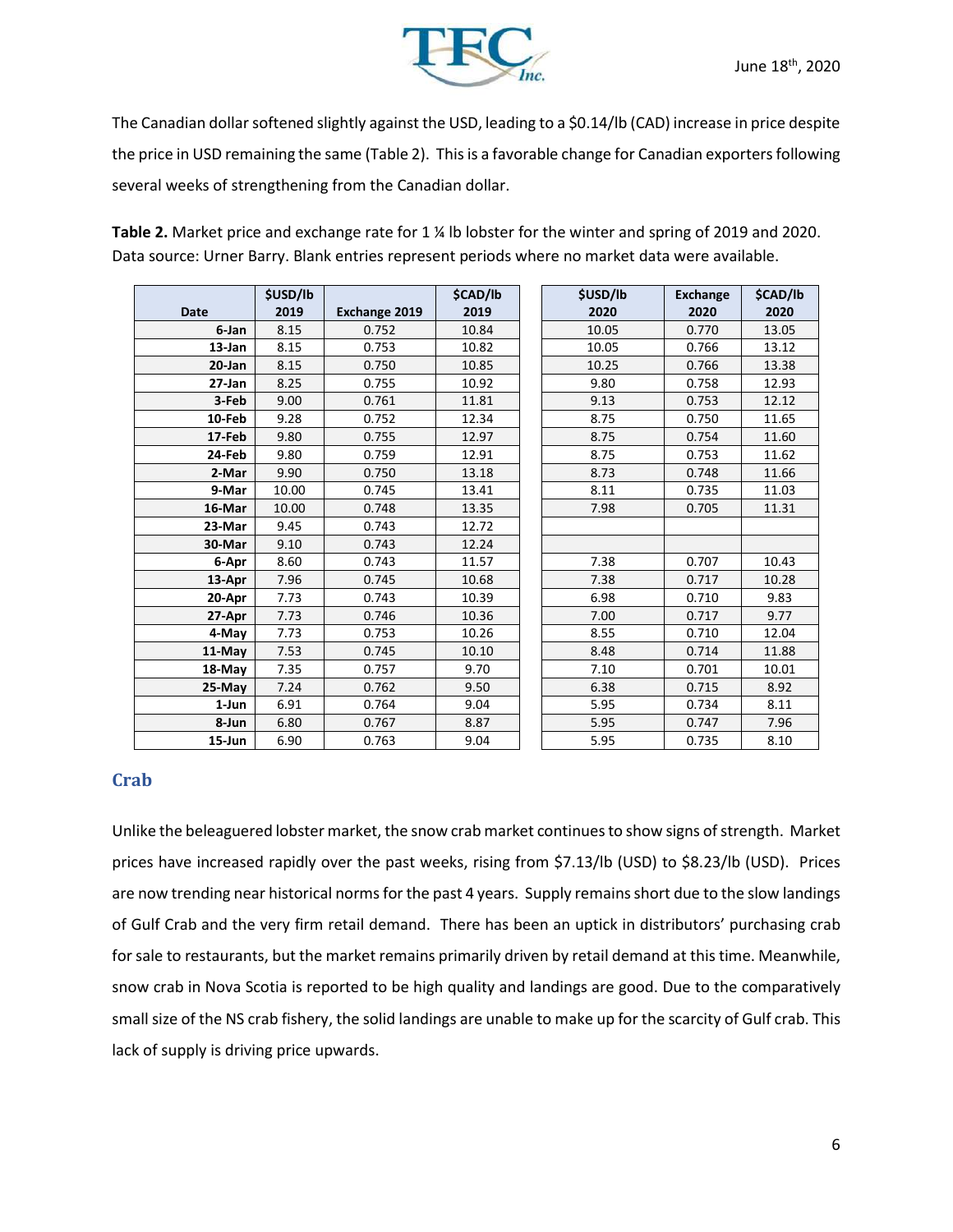The Canadian dollar softened slightly against the USD, leading to a $0.14/lb (CAD) increase in price despite the price in USD remaining the same (Table 2). This is a favorable change for Canadian exporters following several weeks of strengthening from the Canadian dollar.

**Table 2.** Market price and exchange rate for 1 ¼ lb lobster for the winter and spring of 2019 and 2020. Data source: Urner Barry. Blank entries represent periods where no market data were available.

| Date | $USD/lb 2019 | Exchange 2019 | $CAD/lb 2019 | $USD/lb 2020 | Exchange 2020 | $CAD/lb 2020 |
|---|---|---|---|---|---|---|
| 6-Jan | 8.15 | 0.752 | 10.84 | 10.05 | 0.770 | 13.05 |
| 13-Jan | 8.15 | 0.753 | 10.82 | 10.05 | 0.766 | 13.12 |
| 20-Jan | 8.15 | 0.750 | 10.85 | 10.25 | 0.766 | 13.38 |
| 27-Jan | 8.25 | 0.755 | 10.92 | 9.80 | 0.758 | 12.93 |
| 3-Feb | 9.00 | 0.761 | 11.81 | 9.13 | 0.753 | 12.12 |
| 10-Feb | 9.28 | 0.752 | 12.34 | 8.75 | 0.750 | 11.65 |
| 17-Feb | 9.80 | 0.755 | 12.97 | 8.75 | 0.754 | 11.60 |
| 24-Feb | 9.80 | 0.759 | 12.91 | 8.75 | 0.753 | 11.62 |
| 2-Mar | 9.90 | 0.750 | 13.18 | 8.73 | 0.748 | 11.66 |
| 9-Mar | 10.00 | 0.745 | 13.41 | 8.11 | 0.735 | 11.03 |
| 16-Mar | 10.00 | 0.748 | 13.35 | 7.98 | 0.705 | 11.31 |
| 23-Mar | 9.45 | 0.743 | 12.72 | | | |
| 30-Mar | 9.10 | 0.743 | 12.24 | | | |
| 6-Apr | 8.60 | 0.743 | 11.57 | 7.38 | 0.707 | 10.43 |
| 13-Apr | 7.96 | 0.745 | 10.68 | 7.38 | 0.717 | 10.28 |
| 20-Apr | 7.73 | 0.743 | 10.39 | 6.98 | 0.710 | 9.83 |
| 27-Apr | 7.73 | 0.746 | 10.36 | 7.00 | 0.717 | 9.77 |
| 4-May | 7.73 | 0.753 | 10.26 | 8.55 | 0.710 | 12.04 |
| 11-May | 7.53 | 0.745 | 10.10 | 8.48 | 0.714 | 11.88 |
| 18-May | 7.35 | 0.757 | 9.70 | 7.10 | 0.701 | 10.01 |
| 25-May | 7.24 | 0.762 | 9.50 | 6.38 | 0.715 | 8.92 |
| 1-Jun | 6.91 | 0.764 | 9.04 | 5.95 | 0.734 | 8.11 |
| 8-Jun | 6.80 | 0.767 | 8.87 | 5.95 | 0.747 | 7.96 |
| 15-Jun | 6.90 | 0.763 | 9.04 | 5.95 | 0.735 | 8.10 |

## Crab

Unlike the beleaguered lobster market, the snow crab market continues to show signs of strength. Market prices have increased rapidly over the past weeks, rising from $7.13/lb (USD) to $8.23/lb (USD). Prices are now trending near historical norms for the past 4 years. Supply remains short due to the slow landings of Gulf Crab and the very firm retail demand. There has been an uptick in distributors' purchasing crab for sale to restaurants, but the market remains primarily driven by retail demand at this time. Meanwhile, snow crab in Nova Scotia is reported to be high quality and landings are good. Due to the comparatively small size of the NS crab fishery, the solid landings are unable to make up for the scarcity of Gulf crab. This lack of supply is driving price upwards.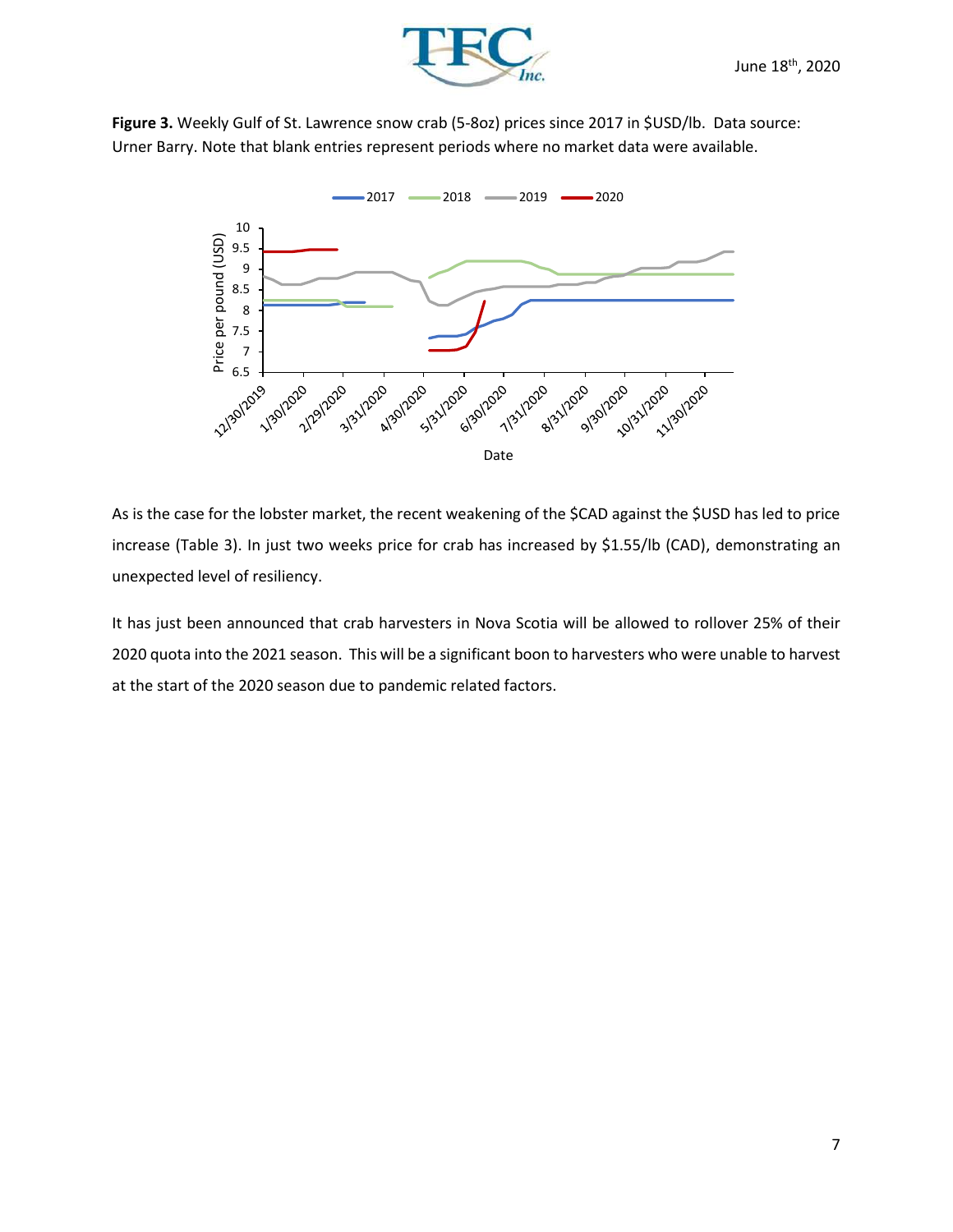**Figure 3.** Weekly Gulf of St. Lawrence snow crab (5-8oz) prices since 2017 in $USD/lb. Data source: Urner Barry. Note that blank entries represent periods where no market data were available.

As is the case for the lobster market, the recent weakening of the $CAD against the $USD has led to price increase (Table 3). In just two weeks price for crab has increased by $1.55/lb (CAD), demonstrating an unexpected level of resiliency.

It has just been announced that crab harvesters in Nova Scotia will be allowed to rollover 25% of their 2020 quota into the 2021 season. This will be a significant boon to harvesters who were unable to harvest at the start of the 2020 season due to pandemic related factors.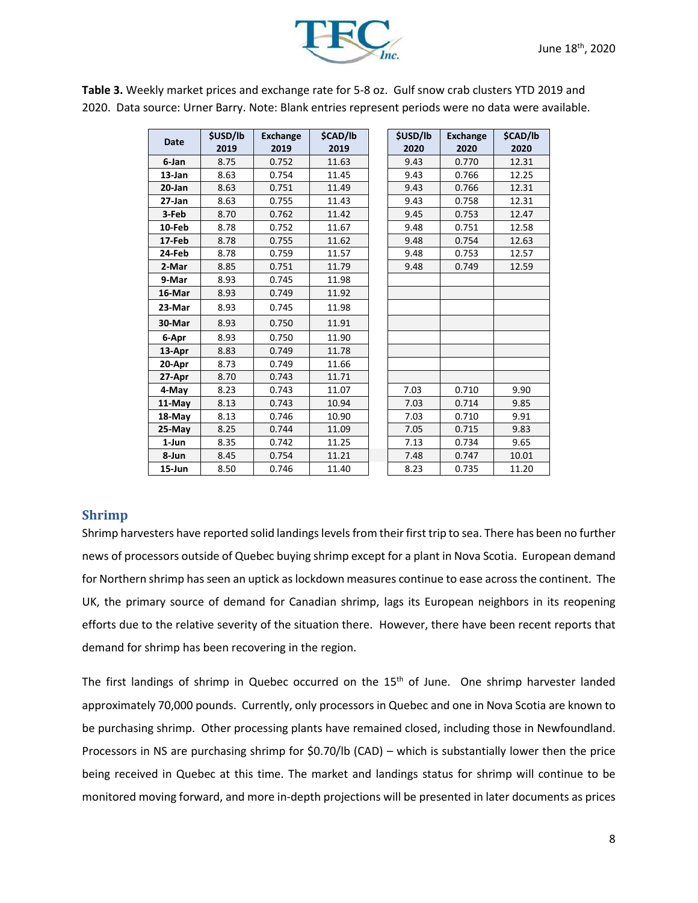**Table 3.** Weekly market prices and exchange rate for 5-8 oz. Gulf snow crab clusters YTD 2019 and 2020. Data source: Urner Barry. Note: Blank entries represent periods were no data were available.

| Date | $USD/lb 2019 | Exchange 2019 | $CAD/lb 2019 | $USD/lb 2020 | Exchange 2020 | $CAD/lb 2020 |
|---|---|---|---|---|---|---|
| 6-Jan | 8.75 | 0.752 | 11.63 | 9.43 | 0.770 | 12.31 |
| 13-Jan | 8.63 | 0.754 | 11.45 | 9.43 | 0.766 | 12.25 |
| 20-Jan | 8.63 | 0.751 | 11.49 | 9.43 | 0.766 | 12.31 |
| 27-Jan | 8.63 | 0.755 | 11.43 | 9.43 | 0.758 | 12.31 |
| 3-Feb | 8.70 | 0.762 | 11.42 | 9.45 | 0.753 | 12.47 |
| 10-Feb | 8.78 | 0.752 | 11.67 | 9.48 | 0.751 | 12.58 |
| 17-Feb | 8.78 | 0.755 | 11.62 | 9.48 | 0.754 | 12.63 |
| 24-Feb | 8.78 | 0.759 | 11.57 | 9.48 | 0.753 | 12.57 |
| 2-Mar | 8.85 | 0.751 | 11.79 | 9.48 | 0.749 | 12.59 |
| 9-Mar | 8.93 | 0.745 | 11.98 | | | |
| 16-Mar | 8.93 | 0.749 | 11.92 | | | |
| 23-Mar | 8.93 | 0.745 | 11.98 | | | |
| 30-Mar | 8.93 | 0.750 | 11.91 | | | |
| 6-Apr | 8.93 | 0.750 | 11.90 | | | |
| 13-Apr | 8.83 | 0.749 | 11.78 | | | |
| 20-Apr | 8.73 | 0.749 | 11.66 | | | |
| 27-Apr | 8.70 | 0.743 | 11.71 | | | |
| 4-May | 8.23 | 0.743 | 11.07 | 7.03 | 0.710 | 9.90 |
| 11-May | 8.13 | 0.743 | 10.94 | 7.03 | 0.714 | 9.85 |
| 18-May | 8.13 | 0.746 | 10.90 | 7.03 | 0.710 | 9.91 |
| 25-May | 8.25 | 0.744 | 11.09 | 7.05 | 0.715 | 9.83 |
| 1-Jun | 8.35 | 0.742 | 11.25 | 7.13 | 0.734 | 9.65 |
| 8-Jun | 8.45 | 0.754 | 11.21 | 7.48 | 0.747 | 10.01 |
| 15-Jun | 8.50 | 0.746 | 11.40 | 8.23 | 0.735 | 11.20 |

## Shrimp

Shrimp harvesters have reported solid landings levels from their first trip to sea. There has been no further news of processors outside of Quebec buying shrimp except for a plant in Nova Scotia. European demand for Northern shrimp has seen an uptick as lockdown measures continue to ease across the continent. The UK, the primary source of demand for Canadian shrimp, lags its European neighbors in its reopening efforts due to the relative severity of the situation there. However, there have been recent reports that demand for shrimp has been recovering in the region.

The first landings of shrimp in Quebec occurred on the 15th of June. One shrimp harvester landed approximately 70,000 pounds. Currently, only processors in Quebec and one in Nova Scotia are known to be purchasing shrimp. Other processing plants have remained closed, including those in Newfoundland. Processors in NS are purchasing shrimp for $0.70/lb (CAD) – which is substantially lower then the price being received in Quebec at this time. The market and landings status for shrimp will continue to be monitored moving forward, and more in-depth projections will be presented in later documents as prices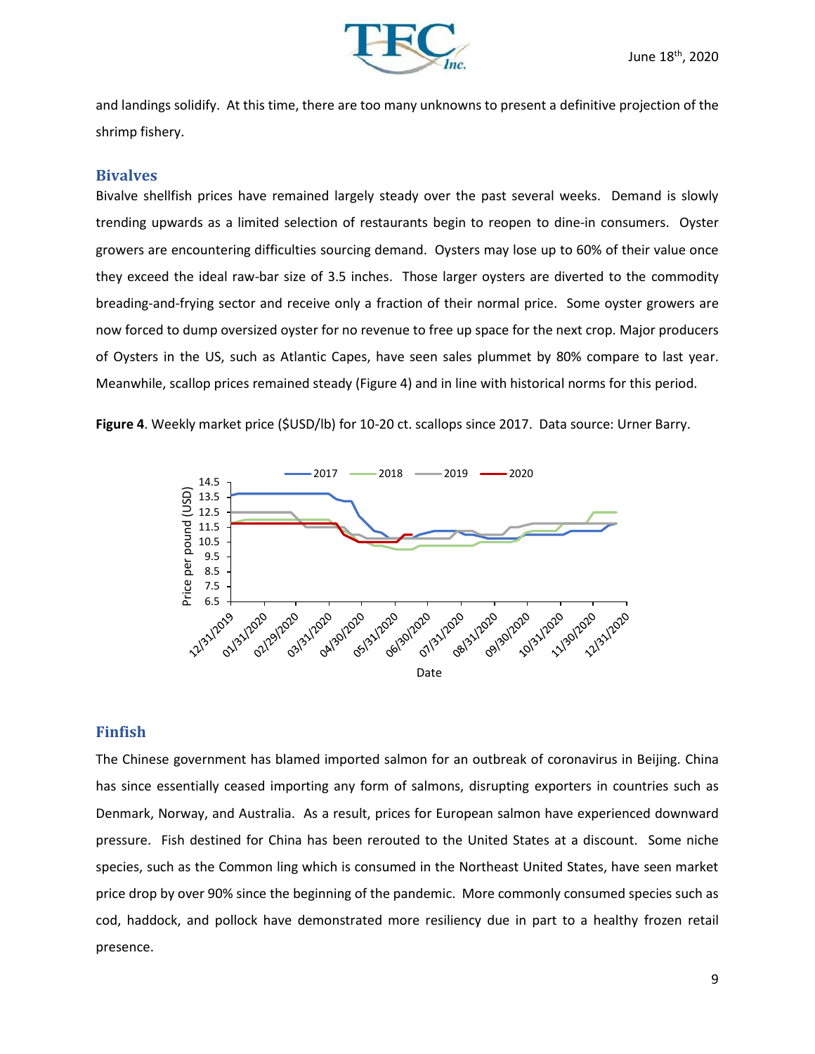and landings solidify. At this time, there are too many unknowns to present a definitive projection of the shrimp fishery.

## Bivalves

Bivalve shellfish prices have remained largely steady over the past several weeks. Demand is slowly trending upwards as a limited selection of restaurants begin to reopen to dine-in consumers. Oyster growers are encountering difficulties sourcing demand. Oysters may lose up to 60% of their value once they exceed the ideal raw-bar size of 3.5 inches. Those larger oysters are diverted to the commodity breading-and-frying sector and receive only a fraction of their normal price. Some oyster growers are now forced to dump oversized oyster for no revenue to free up space for the next crop. Major producers of Oysters in the US, such as Atlantic Capes, have seen sales plummet by 80% compare to last year. Meanwhile, scallop prices remained steady (Figure 4) and in line with historical norms for this period.

**Figure 4**. Weekly market price ($USD/lb) for 10-20 ct. scallops since 2017. Data source: Urner Barry.

## Finfish

The Chinese government has blamed imported salmon for an outbreak of coronavirus in Beijing. China has since essentially ceased importing any form of salmons, disrupting exporters in countries such as Denmark, Norway, and Australia. As a result, prices for European salmon have experienced downward pressure. Fish destined for China has been rerouted to the United States at a discount. Some niche species, such as the Common ling which is consumed in the Northeast United States, have seen market price drop by over 90% since the beginning of the pandemic. More commonly consumed species such as cod, haddock, and pollock have demonstrated more resiliency due in part to a healthy frozen retail presence.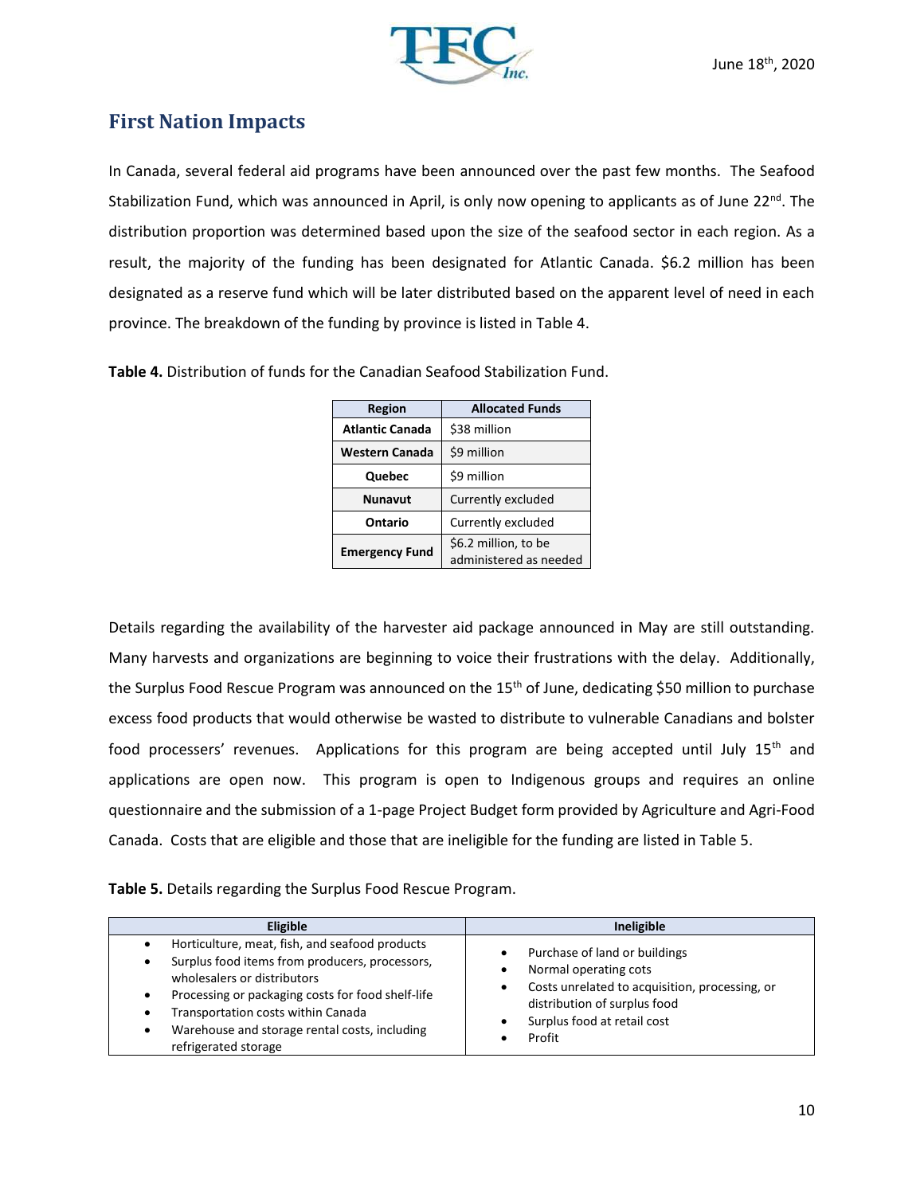## First Nation Impacts

In Canada, several federal aid programs have been announced over the past few months. The Seafood Stabilization Fund, which was announced in April, is only now opening to applicants as of June 22nd. The distribution proportion was determined based upon the size of the seafood sector in each region. As a result, the majority of the funding has been designated for Atlantic Canada. $6.2 million has been designated as a reserve fund which will be later distributed based on the apparent level of need in each province. The breakdown of the funding by province is listed in Table 4.

**Table 4.** Distribution of funds for the Canadian Seafood Stabilization Fund.

| Region | Allocated Funds |
|---|---|
| **Atlantic Canada** | $38 million |
| **Western Canada** | $9 million |
| **Quebec** | $9 million |
| **Nunavut** | Currently excluded |
| **Ontario** | Currently excluded |
| **Emergency Fund** | $6.2 million, to be administered as needed |

Details regarding the availability of the harvester aid package announced in May are still outstanding. Many harvests and organizations are beginning to voice their frustrations with the delay. Additionally, the Surplus Food Rescue Program was announced on the 15th of June, dedicating $50 million to purchase excess food products that would otherwise be wasted to distribute to vulnerable Canadians and bolster food processers' revenues. Applications for this program are being accepted until July 15th and applications are open now. This program is open to Indigenous groups and requires an online questionnaire and the submission of a 1-page Project Budget form provided by Agriculture and Agri-Food Canada. Costs that are eligible and those that are ineligible for the funding are listed in Table 5.

**Table 5.** Details regarding the Surplus Food Rescue Program.

| Eligible | Ineligible |
|---|---|
| • Horticulture, meat, fish, and seafood products<br>• Surplus food items from producers, processors, wholesalers or distributors<br>• Processing or packaging costs for food shelf-life<br>• Transportation costs within Canada<br>• Warehouse and storage rental costs, including refrigerated storage | • Purchase of land or buildings<br>• Normal operating cots<br>• Costs unrelated to acquisition, processing, or distribution of surplus food<br>• Surplus food at retail cost<br>• Profit |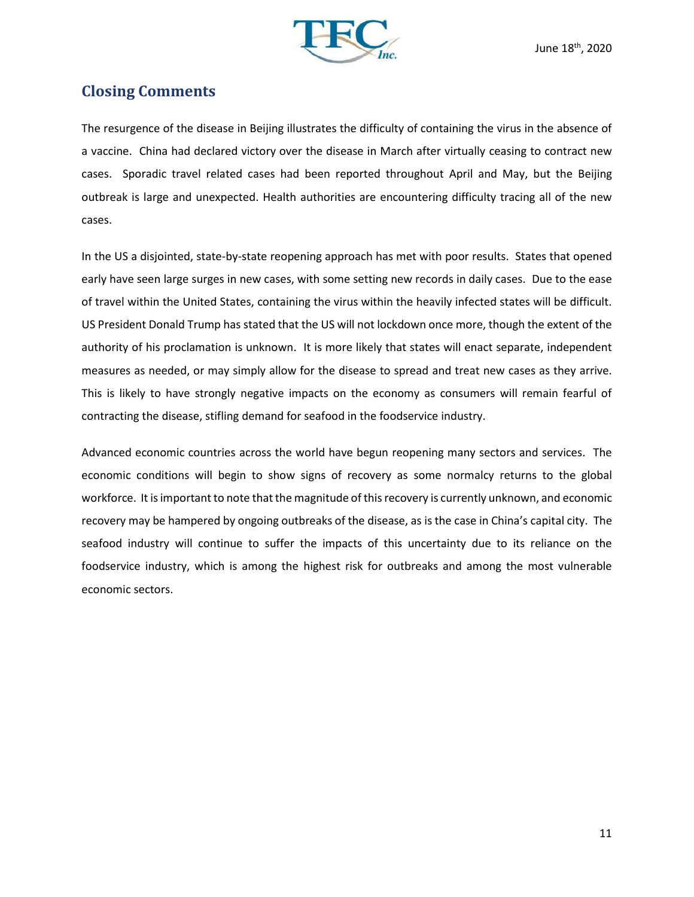## Closing Comments

The resurgence of the disease in Beijing illustrates the difficulty of containing the virus in the absence of a vaccine. China had declared victory over the disease in March after virtually ceasing to contract new cases. Sporadic travel related cases had been reported throughout April and May, but the Beijing outbreak is large and unexpected. Health authorities are encountering difficulty tracing all of the new cases.

In the US a disjointed, state-by-state reopening approach has met with poor results. States that opened early have seen large surges in new cases, with some setting new records in daily cases. Due to the ease of travel within the United States, containing the virus within the heavily infected states will be difficult. US President Donald Trump has stated that the US will not lockdown once more, though the extent of the authority of his proclamation is unknown. It is more likely that states will enact separate, independent measures as needed, or may simply allow for the disease to spread and treat new cases as they arrive. This is likely to have strongly negative impacts on the economy as consumers will remain fearful of contracting the disease, stifling demand for seafood in the foodservice industry.

Advanced economic countries across the world have begun reopening many sectors and services. The economic conditions will begin to show signs of recovery as some normalcy returns to the global workforce. It is important to note that the magnitude of this recovery is currently unknown, and economic recovery may be hampered by ongoing outbreaks of the disease, as is the case in China's capital city. The seafood industry will continue to suffer the impacts of this uncertainty due to its reliance on the foodservice industry, which is among the highest risk for outbreaks and among the most vulnerable economic sectors.